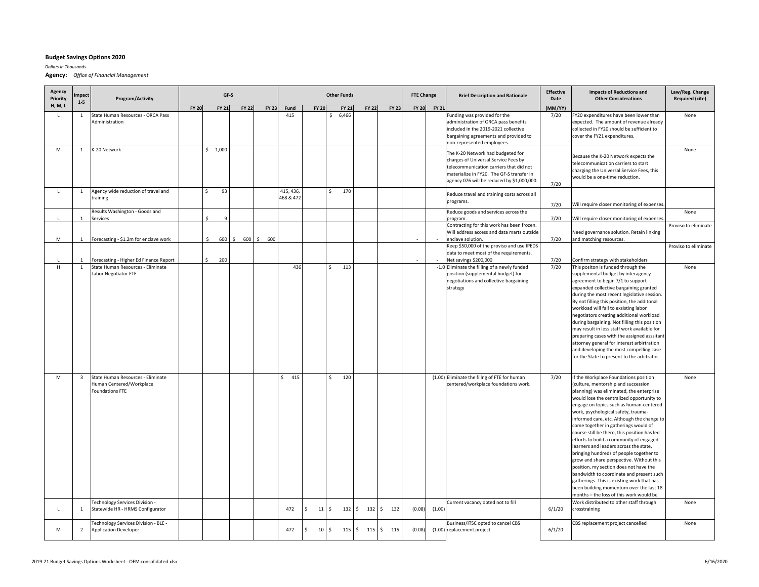**Budget Savings Options 2020**

*Dollars in Thousands*

**Agency:** *Office of Financial Management*

| Agency Priority H, M, L | Impact 1-5 | Program/Activity | GF-S | | | | Other Funds | | | | | | FTE Change | | Brief Description and Rationale | Effective Date | Impacts of Reductions and Other Considerations | Law/Reg. Change Required (cite) |
|---|---|---|---|---|---|---|---|---|---|---|---|---|---|---|---|---|---|---|
| | | | FY 20 | FY 21 | FY 22 | FY 23 | Fund | FY 20 | FY 21 | FY 22 | FY 23 | | FY 20 | FY 21 | | (MM/YY) | | |
| L | 1 | State Human Resources - ORCA Pass Administration | | | | | 415 | | $ 6,466 | | | | | | Funding was provided for the administration of ORCA pass benefits included in the 2019-2021 collective bargaining agreements and provided to non-represented employees. | 7/20 | FY20 expenditures have been lower than expected. The amount of revenue already collected in FY20 should be sufficient to cover the FY21 expenditures. | None |
| M | 1 | K-20 Network | | $ 1,000 | | | | | | | | | | | The K-20 Network had budgeted for charges of Universal Service Fees by telecommunication carriers that did not materialize in FY20. The GF-S transfer in agency 076 will be reduced by $1,000,000. | 7/20 | Because the K-20 Network expects the telecommunication carriers to start charging the Universal Service Fees, this would be a one-time reduction. | None |
| L | 1 | Agency wide reduction of travel and training | | $ 93 | | | 415, 436, 468 & 472 | | $ 170 | | | | | | Reduce travel and training costs across all programs. | 7/20 | Will require closer monitoring of expenses. | |
| L | 1 | Results Washington - Goods and Services | | $ 9 | | | | | | | | | | | Reduce goods and services across the program. | 7/20 | Will require closer monitoring of expenses. | None |
| M | 1 | Forecasting - $1.2m for enclave work | | $ 600 | $ 600 | $ 600 | | | | | | | - | - | Contracting for this work has been frozen. Will address access and data marts outside enclave solution. | 7/20 | Need governance solution. Retain linking and matching resources. | Proviso to eliminate |
| L | 1 | Forecasting - Higher Ed Finance Report | | $ 200 | | | | | | | | | - | - | Keep $50,000 of the proviso and use IPEDS data to meet most of the requirements. Net savings $200,000 | 7/20 | Confirm strategy with stakeholders | Proviso to eliminate |
| H | 1 | State Human Resources - Eliminate Labor Negotiator FTE | | | | | 436 | | $ 113 | | | | | -1.0 | Eliminate the filling of a newly funded position (supplemental budget) for negotiations and collective bargaining strategy | 7/20 | This positon is funded through the supplemental budget by interagency agreement to begin 7/1 to support expanded collective bargaining granted during the most recent legislative session. By not filling this position, the additonal workload will fall to existing labor negotiators creating additional workload during bargaining. Not filling this position may result in less staff work available for preparing cases with the assigned assitant attorney general for interest arbitration and developing the most compelling case for the State to present to the arbitrator. | None |
| M | 3 | State Human Resources - Eliminate Human Centered/Workplace Foundations FTE | | | | | $ 415 | | $ 120 | | | | | (1.00) | Eliminate the fillng of FTE for human centered/workplace foundations work. | 7/20 | If the Workplace Foundations position (culture, mentorship and succession planning) was eliminated, the enterprise would lose the centralized opportunity to engage on topics such as human-centered work, psychological safety, trauma-informed care, etc. Although the change to come together in gatherings would of course still be there, this position has led efforts to build a community of engaged learners and leaders across the state, bringing hundreds of people together to grow and share perspective. Without this position, my section does not have the bandwidth to coordinate and present such gatherings. This is existing work that has been building momentum over the last 18 months – the loss of this work would be | None |
| L | 1 | Technology Services Division - Statewide HR - HRMS Configurator | | | | | 472 | $ 11 | $ 132 | $ 132 | $ 132 | | (0.08) | (1.00) | Current vacancy opted not to fill | 6/1/20 | Work distributed to other staff through crosstraining | None |
| M | 2 | Technology Services Division - BLE - Application Developer | | | | | 472 | $ 10 | $ 115 | $ 115 | $ 115 | | (0.08) | (1.00) | Business/ITSC opted to cancel CBS replacement project | 6/1/20 | CBS replacement project cancelled | None |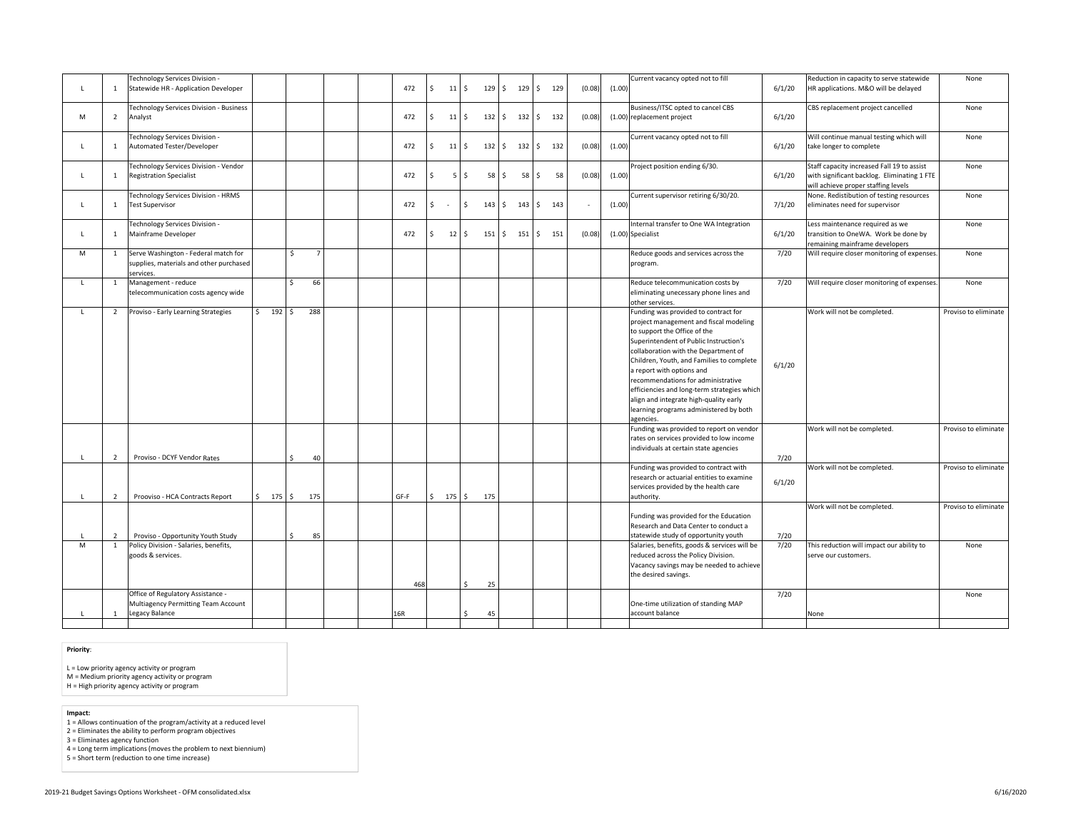| | | | | | | | | | | | | | | | | | |
|---|---|---|---|---|---|---|---|---|---|---|---|---|---|---|---|---|---|
| L | 1 | Technology Services Division - Statewide HR - Application Developer | | | | | 472 | $ 11 | $ 129 | $ 129 | $ 129 | (0.08) | (1.00) | Current vacancy opted not to fill | 6/1/20 | Reduction in capacity to serve statewide HR applications. M&O will be delayed | None |
| M | 2 | Technology Services Division - Business Analyst | | | | | 472 | $ 11 | $ 132 | $ 132 | $ 132 | (0.08) | (1.00) | Business/ITSC opted to cancel CBS replacement project | 6/1/20 | CBS replacement project cancelled | None |
| L | 1 | Technology Services Division - Automated Tester/Developer | | | | | 472 | $ 11 | $ 132 | $ 132 | $ 132 | (0.08) | (1.00) | Current vacancy opted not to fill | 6/1/20 | Will continue manual testing which will take longer to complete | None |
| L | 1 | Technology Services Division - Vendor Registration Specialist | | | | | 472 | $ 5 | $ 58 | $ 58 | $ 58 | (0.08) | (1.00) | Project position ending 6/30. | 6/1/20 | Staff capacity increased Fall 19 to assist with significant backlog. Eliminating 1 FTE will achieve proper staffing levels | None |
| L | 1 | Technology Services Division - HRMS Test Supervisor | | | | | 472 | $ - | $ 143 | $ 143 | $ 143 | - | (1.00) | Current supervisor retiring 6/30/20. | 7/1/20 | None. Redistibution of testing resources eliminates need for supervisor | None |
| L | 1 | Technology Services Division - Mainframe Developer | | | | | 472 | $ 12 | $ 151 | $ 151 | $ 151 | (0.08) | (1.00) | Internal transfer to One WA Integration Specialist | 6/1/20 | Less maintenance required as we transition to OneWA. Work be done by remaining mainframe developers | None |
| M | 1 | Serve Washington - Federal match for supplies, materials and other purchased services. | | $ 7 | | | | | | | | | | Reduce goods and services across the program. | 7/20 | Will require closer monitoring of expenses. | None |
| L | 1 | Management - reduce telecommunication costs agency wide | | $ 66 | | | | | | | | | | Reduce telecommunication costs by eliminating unecessary phone lines and other services. | 7/20 | Will require closer monitoring of expenses. | None |
| L | 2 | Proviso - Early Learning Strategies | $ 192 | $ 288 | | | | | | | | | | Funding was provided to contract for project management and fiscal modeling to support the Office of the Superintendent of Public Instruction's collaboration with the Department of Children, Youth, and Families to complete a report with options and recommendations for administrative efficiencies and long-term strategies which align and integrate high-quality early learning programs administered by both agencies. | 6/1/20 | Work will not be completed. | Proviso to eliminate |
| L | 2 | Proviso - DCYF Vendor Rates | | $ 40 | | | | | | | | | | Funding was provided to report on vendor rates on services provided to low income individuals at certain state agencies | 7/20 | Work will not be completed. | Proviso to eliminate |
| L | 2 | Prooviso - HCA Contracts Report | $ 175 | $ 175 | | | GF-F | $ 175 | $ 175 | | | | | Funding was provided to contract with research or actuarial entities to examine services provided by the health care authority. | 6/1/20 | Work will not be completed. | Proviso to eliminate |
| L | 2 | Proviso - Opportunity Youth Study | | $ 85 | | | | | | | | | | Funding was provided for the Education Research and Data Center to conduct a statewide study of opportunity youth | 7/20 | Work will not be completed. | Proviso to eliminate |
| M | 1 | Policy Division - Salaries, benefits, goods & services. | | | | | 468 | | $ 25 | | | | | Salaries, benefits, goods & services will be reduced across the Policy Division. Vacancy savings may be needed to achieve the desired savings. | 7/20 | This reduction will impact our ability to serve our customers. | None |
| L | 1 | Office of Regulatory Assistance - Multiagency Permitting Team Account Legacy Balance | | | | | 16R | | $ 45 | | | | | One-time utilization of standing MAP account balance | 7/20 | None | None |

**Priority**:

L = Low priority agency activity or program
M = Medium priority agency activity or program
H = High priority agency activity or program

**Impact:**

1 = Allows continuation of the program/activity at a reduced level
2 = Eliminates the ability to perform program objectives
3 = Eliminates agency function
4 = Long term implications (moves the problem to next biennium)
5 = Short term (reduction to one time increase)